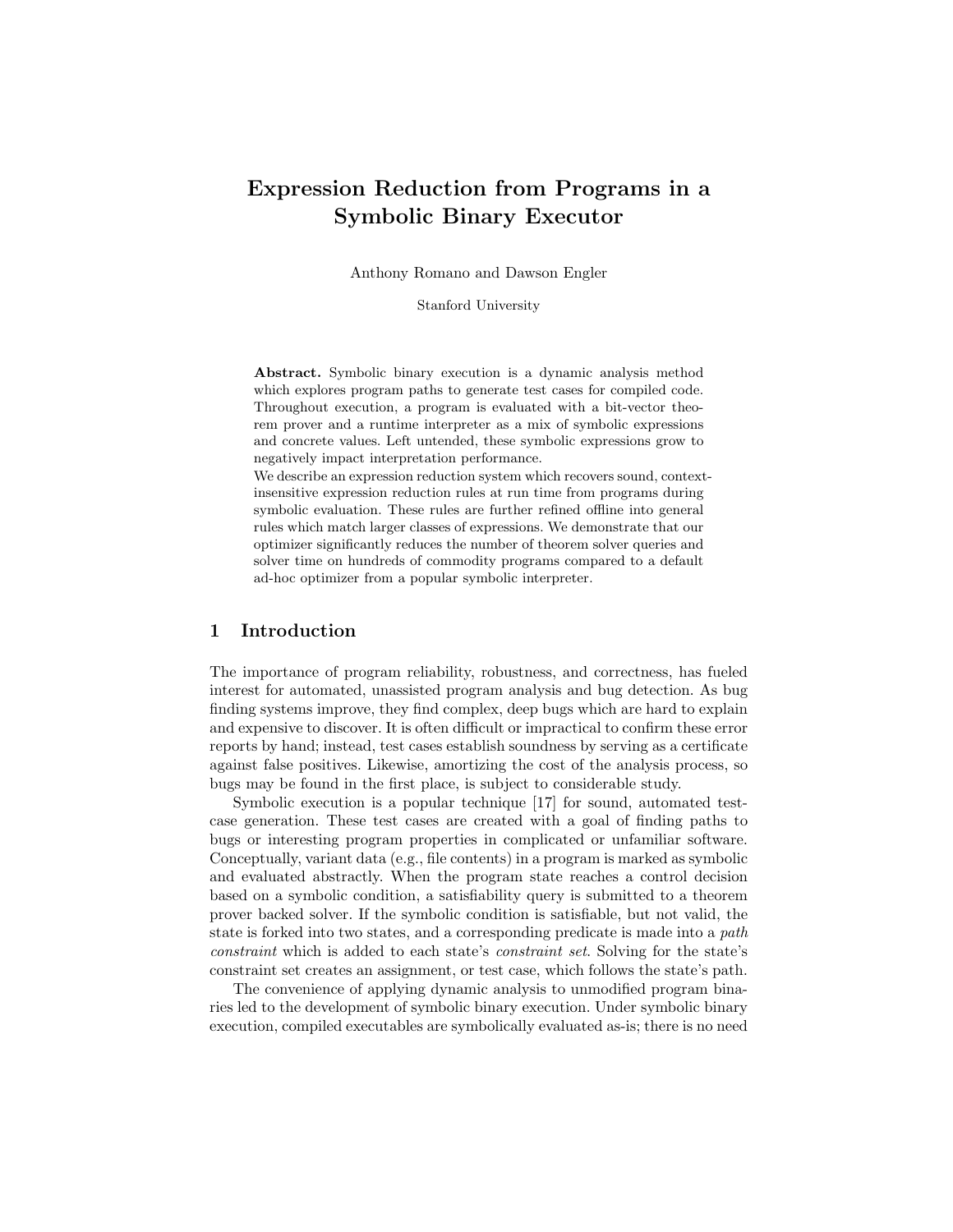# Expression Reduction from Programs in a Symbolic Binary Executor

Anthony Romano and Dawson Engler

Stanford University

**Abstract.** Symbolic binary execution is a dynamic analysis method which explores program paths to generate test cases for compiled code. Throughout execution, a program is evaluated with a bit-vector theorem prover and a runtime interpreter as a mix of symbolic expressions and concrete values. Left untended, these symbolic expressions grow to negatively impact interpretation performance.
We describe an expression reduction system which recovers sound, context-insensitive expression reduction rules at run time from programs during symbolic evaluation. These rules are further refined offline into general rules which match larger classes of expressions. We demonstrate that our optimizer significantly reduces the number of theorem solver queries and solver time on hundreds of commodity programs compared to a default ad-hoc optimizer from a popular symbolic interpreter.

## 1 Introduction

The importance of program reliability, robustness, and correctness, has fueled interest for automated, unassisted program analysis and bug detection. As bug finding systems improve, they find complex, deep bugs which are hard to explain and expensive to discover. It is often difficult or impractical to confirm these error reports by hand; instead, test cases establish soundness by serving as a certificate against false positives. Likewise, amortizing the cost of the analysis process, so bugs may be found in the first place, is subject to considerable study.

Symbolic execution is a popular technique [17] for sound, automated test-case generation. These test cases are created with a goal of finding paths to bugs or interesting program properties in complicated or unfamiliar software. Conceptually, variant data (e.g., file contents) in a program is marked as symbolic and evaluated abstractly. When the program state reaches a control decision based on a symbolic condition, a satisfiability query is submitted to a theorem prover backed solver. If the symbolic condition is satisfiable, but not valid, the state is forked into two states, and a corresponding predicate is made into a *path constraint* which is added to each state's *constraint set*. Solving for the state's constraint set creates an assignment, or test case, which follows the state's path.

The convenience of applying dynamic analysis to unmodified program binaries led to the development of symbolic binary execution. Under symbolic binary execution, compiled executables are symbolically evaluated as-is; there is no need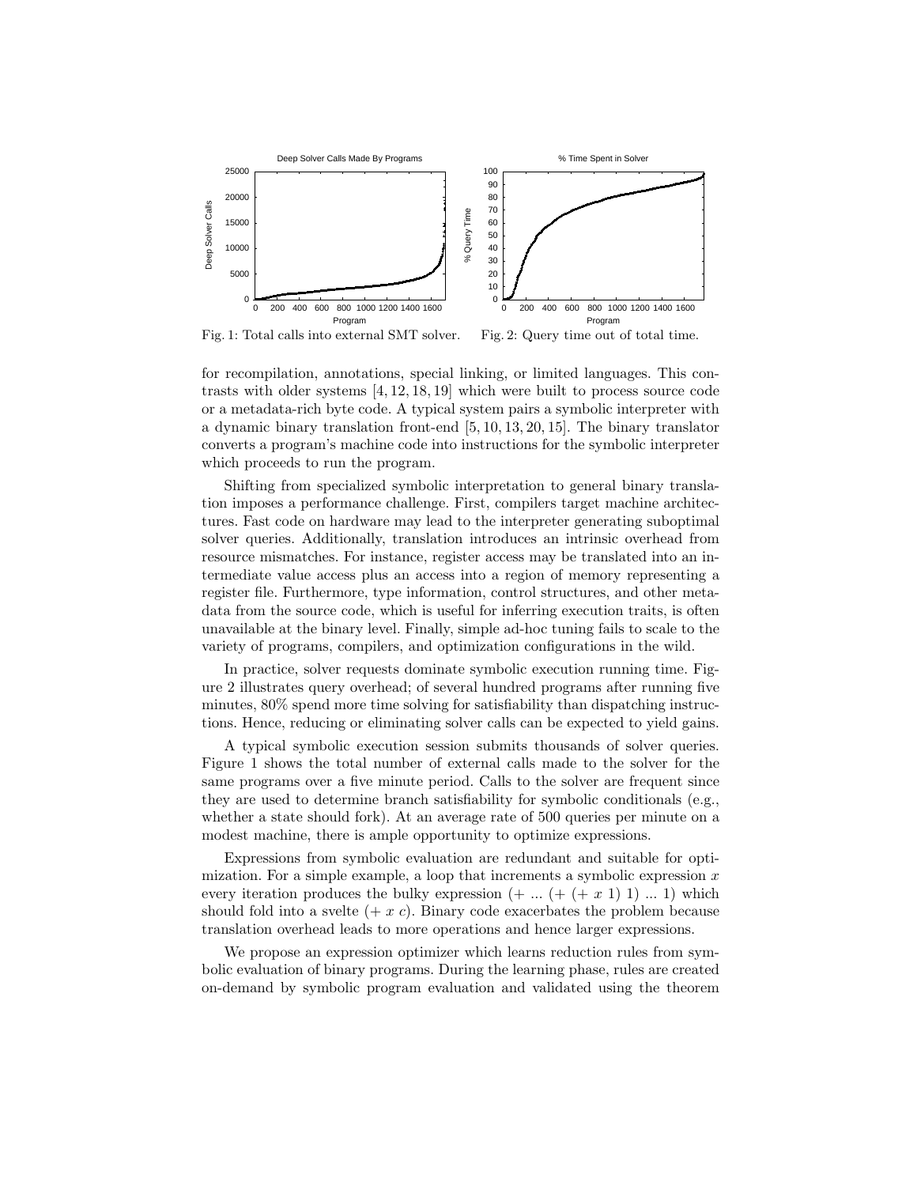Fig. 1: Total calls into external SMT solver.

Fig. 2: Query time out of total time.

for recompilation, annotations, special linking, or limited languages. This contrasts with older systems [4, 12, 18, 19] which were built to process source code or a metadata-rich byte code. A typical system pairs a symbolic interpreter with a dynamic binary translation front-end [5, 10, 13, 20, 15]. The binary translator converts a program's machine code into instructions for the symbolic interpreter which proceeds to run the program.

Shifting from specialized symbolic interpretation to general binary translation imposes a performance challenge. First, compilers target machine architectures. Fast code on hardware may lead to the interpreter generating suboptimal solver queries. Additionally, translation introduces an intrinsic overhead from resource mismatches. For instance, register access may be translated into an intermediate value access plus an access into a region of memory representing a register file. Furthermore, type information, control structures, and other metadata from the source code, which is useful for inferring execution traits, is often unavailable at the binary level. Finally, simple ad-hoc tuning fails to scale to the variety of programs, compilers, and optimization configurations in the wild.

In practice, solver requests dominate symbolic execution running time. Figure 2 illustrates query overhead; of several hundred programs after running five minutes, 80% spend more time solving for satisfiability than dispatching instructions. Hence, reducing or eliminating solver calls can be expected to yield gains.

A typical symbolic execution session submits thousands of solver queries. Figure 1 shows the total number of external calls made to the solver for the same programs over a five minute period. Calls to the solver are frequent since they are used to determine branch satisfiability for symbolic conditionals (e.g., whether a state should fork). At an average rate of 500 queries per minute on a modest machine, there is ample opportunity to optimize expressions.

Expressions from symbolic evaluation are redundant and suitable for optimization. For a simple example, a loop that increments a symbolic expression $x$ every iteration produces the bulky expression $(+ \ldots (+ (+ x\ 1)\ 1) \ldots 1)$ which should fold into a svelte $(+\ x\ c)$. Binary code exacerbates the problem because translation overhead leads to more operations and hence larger expressions.

We propose an expression optimizer which learns reduction rules from symbolic evaluation of binary programs. During the learning phase, rules are created on-demand by symbolic program evaluation and validated using the theorem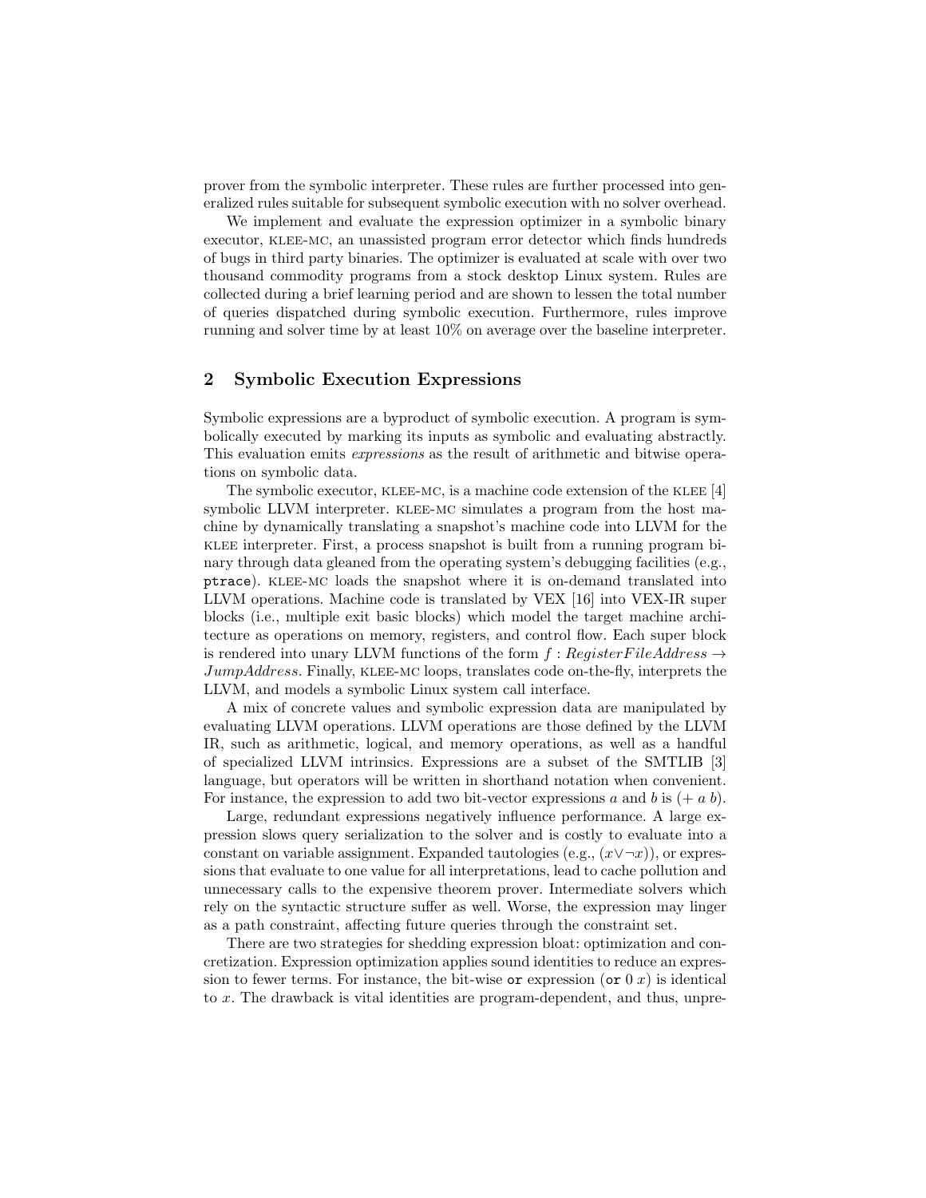prover from the symbolic interpreter. These rules are further processed into generalized rules suitable for subsequent symbolic execution with no solver overhead.

We implement and evaluate the expression optimizer in a symbolic binary executor, KLEE-MC, an unassisted program error detector which finds hundreds of bugs in third party binaries. The optimizer is evaluated at scale with over two thousand commodity programs from a stock desktop Linux system. Rules are collected during a brief learning period and are shown to lessen the total number of queries dispatched during symbolic execution. Furthermore, rules improve running and solver time by at least 10% on average over the baseline interpreter.

## 2 Symbolic Execution Expressions

Symbolic expressions are a byproduct of symbolic execution. A program is symbolically executed by marking its inputs as symbolic and evaluating abstractly. This evaluation emits *expressions* as the result of arithmetic and bitwise operations on symbolic data.

The symbolic executor, KLEE-MC, is a machine code extension of the KLEE [4] symbolic LLVM interpreter. KLEE-MC simulates a program from the host machine by dynamically translating a snapshot's machine code into LLVM for the KLEE interpreter. First, a process snapshot is built from a running program binary through data gleaned from the operating system's debugging facilities (e.g., `ptrace`). KLEE-MC loads the snapshot where it is on-demand translated into LLVM operations. Machine code is translated by VEX [16] into VEX-IR super blocks (i.e., multiple exit basic blocks) which model the target machine architecture as operations on memory, registers, and control flow. Each super block is rendered into unary LLVM functions of the form $f : RegisterFileAddress \rightarrow JumpAddress$. Finally, KLEE-MC loops, translates code on-the-fly, interprets the LLVM, and models a symbolic Linux system call interface.

A mix of concrete values and symbolic expression data are manipulated by evaluating LLVM operations. LLVM operations are those defined by the LLVM IR, such as arithmetic, logical, and memory operations, as well as a handful of specialized LLVM intrinsics. Expressions are a subset of the SMTLIB [3] language, but operators will be written in shorthand notation when convenient. For instance, the expression to add two bit-vector expressions $a$ and $b$ is $(+\ a\ b)$.

Large, redundant expressions negatively influence performance. A large expression slows query serialization to the solver and is costly to evaluate into a constant on variable assignment. Expanded tautologies (e.g., $(x \vee \neg x)$), or expressions that evaluate to one value for all interpretations, lead to cache pollution and unnecessary calls to the expensive theorem prover. Intermediate solvers which rely on the syntactic structure suffer as well. Worse, the expression may linger as a path constraint, affecting future queries through the constraint set.

There are two strategies for shedding expression bloat: optimization and concretization. Expression optimization applies sound identities to reduce an expression to fewer terms. For instance, the bit-wise `or` expression (`or` $0\ x$) is identical to $x$. The drawback is vital identities are program-dependent, and thus, unpre-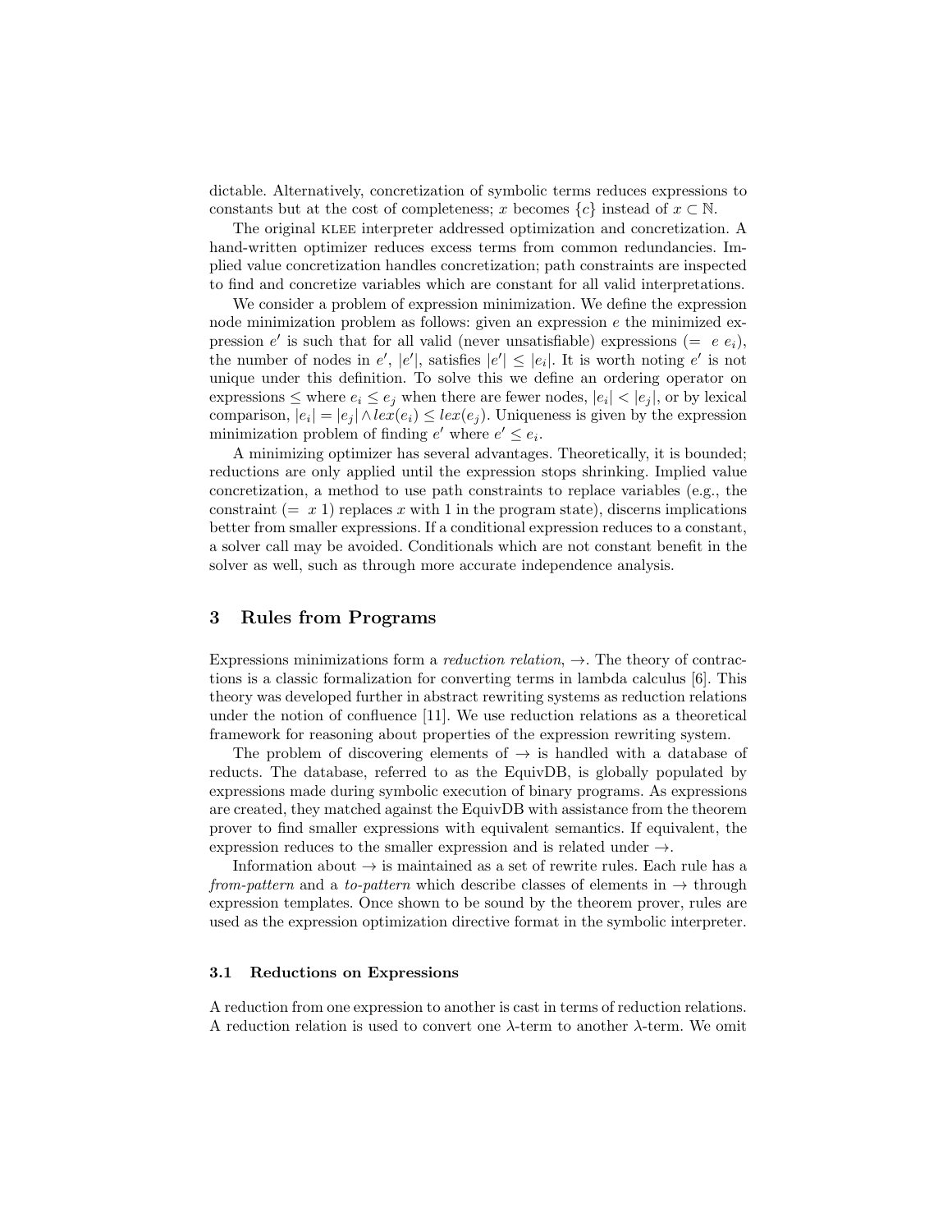dictable. Alternatively, concretization of symbolic terms reduces expressions to constants but at the cost of completeness; $x$ becomes $\{c\}$ instead of $x \subset \mathbb{N}$.

The original KLEE interpreter addressed optimization and concretization. A hand-written optimizer reduces excess terms from common redundancies. Implied value concretization handles concretization; path constraints are inspected to find and concretize variables which are constant for all valid interpretations.

We consider a problem of expression minimization. We define the expression node minimization problem as follows: given an expression $e$ the minimized expression $e'$ is such that for all valid (never unsatisfiable) expressions $(= \ e \ e_i)$, the number of nodes in $e'$, $|e'|$, satisfies $|e'| \leq |e_i|$. It is worth noting $e'$ is not unique under this definition. To solve this we define an ordering operator on expressions $\leq$ where $e_i \leq e_j$ when there are fewer nodes, $|e_i| < |e_j|$, or by lexical comparison, $|e_i| = |e_j| \wedge lex(e_i) \leq lex(e_j)$. Uniqueness is given by the expression minimization problem of finding $e'$ where $e' \leq e_i$.

A minimizing optimizer has several advantages. Theoretically, it is bounded; reductions are only applied until the expression stops shrinking. Implied value concretization, a method to use path constraints to replace variables (e.g., the constraint $(= \ x \ 1)$ replaces $x$ with 1 in the program state), discerns implications better from smaller expressions. If a conditional expression reduces to a constant, a solver call may be avoided. Conditionals which are not constant benefit in the solver as well, such as through more accurate independence analysis.

## 3 Rules from Programs

Expressions minimizations form a *reduction relation*, $\rightarrow$. The theory of contractions is a classic formalization for converting terms in lambda calculus [6]. This theory was developed further in abstract rewriting systems as reduction relations under the notion of confluence [11]. We use reduction relations as a theoretical framework for reasoning about properties of the expression rewriting system.

The problem of discovering elements of $\rightarrow$ is handled with a database of reducts. The database, referred to as the EquivDB, is globally populated by expressions made during symbolic execution of binary programs. As expressions are created, they matched against the EquivDB with assistance from the theorem prover to find smaller expressions with equivalent semantics. If equivalent, the expression reduces to the smaller expression and is related under $\rightarrow$.

Information about $\rightarrow$ is maintained as a set of rewrite rules. Each rule has a *from-pattern* and a *to-pattern* which describe classes of elements in $\rightarrow$ through expression templates. Once shown to be sound by the theorem prover, rules are used as the expression optimization directive format in the symbolic interpreter.

### 3.1 Reductions on Expressions

A reduction from one expression to another is cast in terms of reduction relations. A reduction relation is used to convert one $\lambda$-term to another $\lambda$-term. We omit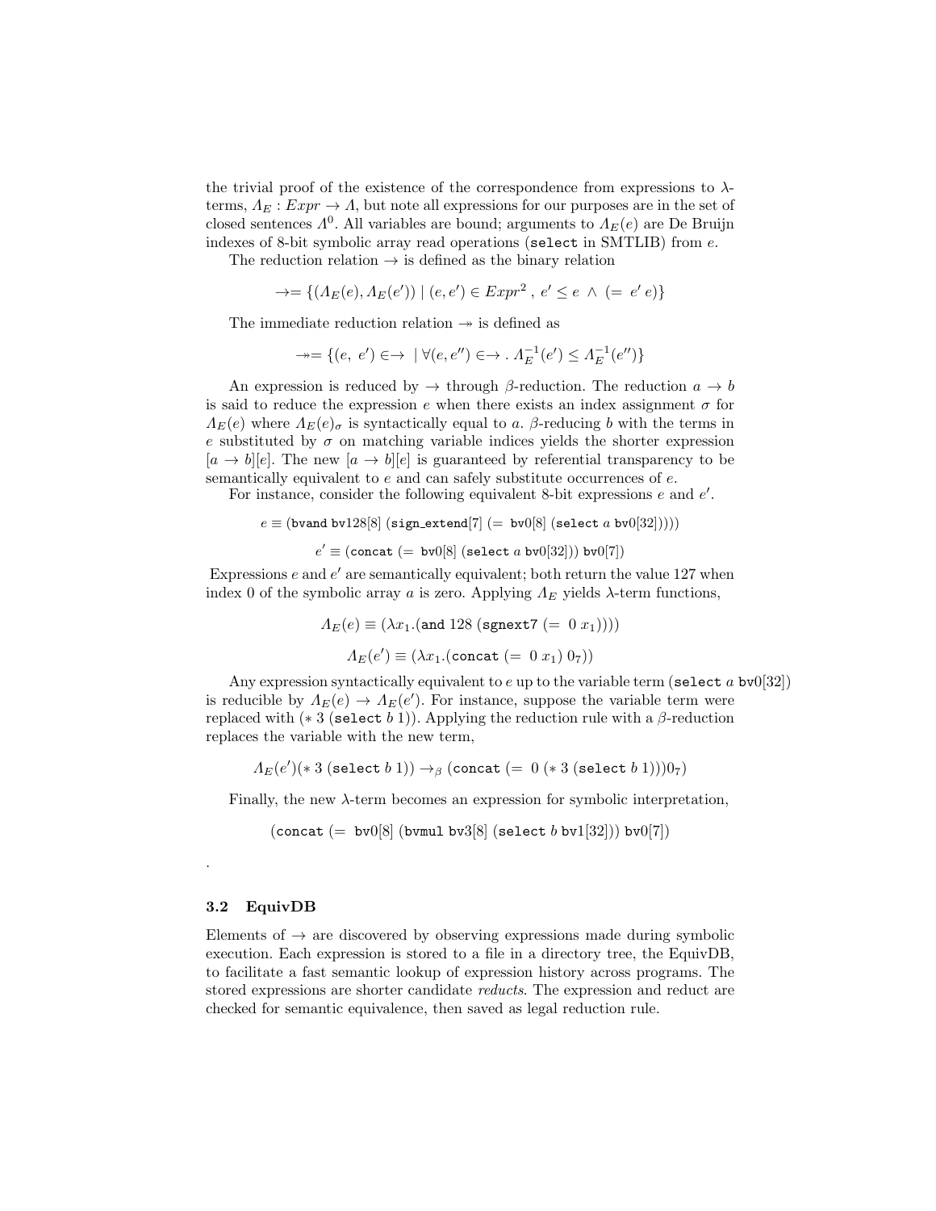the trivial proof of the existence of the correspondence from expressions to $\lambda$-terms, $\Lambda_E : Expr \to \Lambda$, but note all expressions for our purposes are in the set of closed sentences $\Lambda^0$. All variables are bound; arguments to $\Lambda_E(e)$ are De Bruijn indexes of 8-bit symbolic array read operations (`select` in SMTLIB) from $e$.

The reduction relation $\to$ is defined as the binary relation

$$\to = \{(\Lambda_E(e), \Lambda_E(e')) \mid (e, e') \in Expr^2\ ,\ e' \leq e\ \wedge\ (=\ e'\ e)\}$$

The immediate reduction relation $\twoheadrightarrow$ is defined as

$$\twoheadrightarrow = \{(e,\ e') \in \to\ \mid \forall (e, e'') \in \to .\ \Lambda_E^{-1}(e') \leq \Lambda_E^{-1}(e'')\}$$

An expression is reduced by $\to$ through $\beta$-reduction. The reduction $a \to b$ is said to reduce the expression $e$ when there exists an index assignment $\sigma$ for $\Lambda_E(e)$ where $\Lambda_E(e)_\sigma$ is syntactically equal to $a$. $\beta$-reducing $b$ with the terms in $e$ substituted by $\sigma$ on matching variable indices yields the shorter expression $[a \to b][e]$. The new $[a \to b][e]$ is guaranteed by referential transparency to be semantically equivalent to $e$ and can safely substitute occurrences of $e$.

For instance, consider the following equivalent 8-bit expressions $e$ and $e'$.

$$e \equiv (\texttt{bvand bv128}[8]\ (\texttt{sign\_extend}[7]\ (=\ \texttt{bv0}[8]\ (\texttt{select}\ a\ \texttt{bv0}[32]))))$$

$$e' \equiv (\texttt{concat}\ (=\ \texttt{bv0}[8]\ (\texttt{select}\ a\ \texttt{bv0}[32]))\ \texttt{bv0}[7])$$

Expressions $e$ and $e'$ are semantically equivalent; both return the value 127 when index 0 of the symbolic array $a$ is zero. Applying $\Lambda_E$ yields $\lambda$-term functions,

$$\Lambda_E(e) \equiv (\lambda x_1.(\texttt{and}\ 128\ (\texttt{sgnext7}\ (=\ 0\ x_1))))$$

$$\Lambda_E(e') \equiv (\lambda x_1.(\texttt{concat}\ (=\ 0\ x_1)\ 0_7))$$

Any expression syntactically equivalent to $e$ up to the variable term (`select` $a$ `bv0`[32]) is reducible by $\Lambda_E(e) \to \Lambda_E(e')$. For instance, suppose the variable term were replaced with $(*\ 3\ (\texttt{select}\ b\ 1))$. Applying the reduction rule with a $\beta$-reduction replaces the variable with the new term,

$$\Lambda_E(e')(*\ 3\ (\texttt{select}\ b\ 1)) \to_\beta (\texttt{concat}\ (=\ 0\ (*\ 3\ (\texttt{select}\ b\ 1)))0_7)$$

Finally, the new $\lambda$-term becomes an expression for symbolic interpretation,

$$(\texttt{concat}\ (=\ \texttt{bv0}[8]\ (\texttt{bvmul bv3}[8]\ (\texttt{select}\ b\ \texttt{bv1}[32]))\ \texttt{bv0}[7])$$

.

### 3.2 EquivDB

Elements of $\to$ are discovered by observing expressions made during symbolic execution. Each expression is stored to a file in a directory tree, the EquivDB, to facilitate a fast semantic lookup of expression history across programs. The stored expressions are shorter candidate *reducts*. The expression and reduct are checked for semantic equivalence, then saved as legal reduction rule.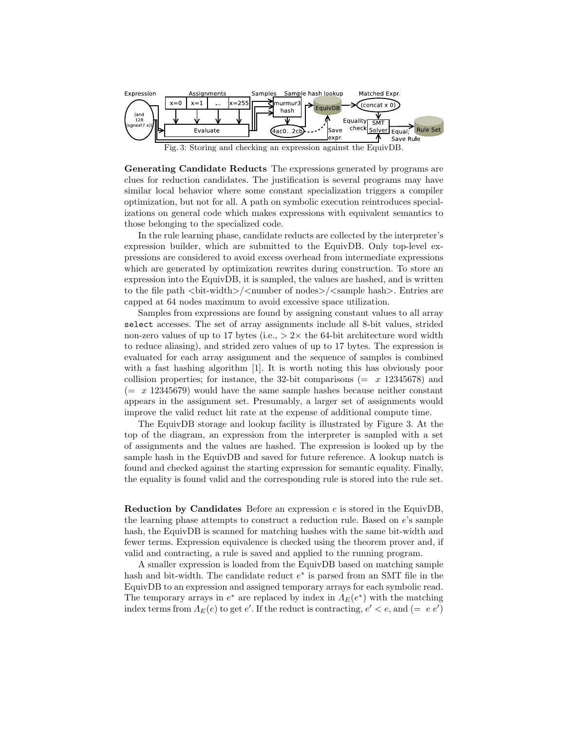Fig. 3: Storing and checking an expression against the EquivDB.

**Generating Candidate Reducts** The expressions generated by programs are clues for reduction candidates. The justification is several programs may have similar local behavior where some constant specialization triggers a compiler optimization, but not for all. A path on symbolic execution reintroduces specializations on general code which makes expressions with equivalent semantics to those belonging to the specialized code.

In the rule learning phase, candidate reducts are collected by the interpreter's expression builder, which are submitted to the EquivDB. Only top-level expressions are considered to avoid excess overhead from intermediate expressions which are generated by optimization rewrites during construction. To store an expression into the EquivDB, it is sampled, the values are hashed, and is written to the file path <bit-width>/<number of nodes>/<sample hash>. Entries are capped at 64 nodes maximum to avoid excessive space utilization.

Samples from expressions are found by assigning constant values to all array `select` accesses. The set of array assignments include all 8-bit values, strided non-zero values of up to 17 bytes (i.e., $> 2\times$ the 64-bit architecture word width to reduce aliasing), and strided zero values of up to 17 bytes. The expression is evaluated for each array assignment and the sequence of samples is combined with a fast hashing algorithm [1]. It is worth noting this has obviously poor collision properties; for instance, the 32-bit comparisons ($=$ $x$ 12345678) and ($=$ $x$ 12345679) would have the same sample hashes because neither constant appears in the assignment set. Presumably, a larger set of assignments would improve the valid reduct hit rate at the expense of additional compute time.

The EquivDB storage and lookup facility is illustrated by Figure 3. At the top of the diagram, an expression from the interpreter is sampled with a set of assignments and the values are hashed. The expression is looked up by the sample hash in the EquivDB and saved for future reference. A lookup match is found and checked against the starting expression for semantic equality. Finally, the equality is found valid and the corresponding rule is stored into the rule set.

**Reduction by Candidates** Before an expression $e$ is stored in the EquivDB, the learning phase attempts to construct a reduction rule. Based on $e$'s sample hash, the EquivDB is scanned for matching hashes with the same bit-width and fewer terms. Expression equivalence is checked using the theorem prover and, if valid and contracting, a rule is saved and applied to the running program.

A smaller expression is loaded from the EquivDB based on matching sample hash and bit-width. The candidate reduct $e^*$ is parsed from an SMT file in the EquivDB to an expression and assigned temporary arrays for each symbolic read. The temporary arrays in $e^*$ are replaced by index in $\Lambda_E(e^*)$ with the matching index terms from $\Lambda_E(e)$ to get $e'$. If the reduct is contracting, $e' < e$, and ($=$ $e$ $e'$)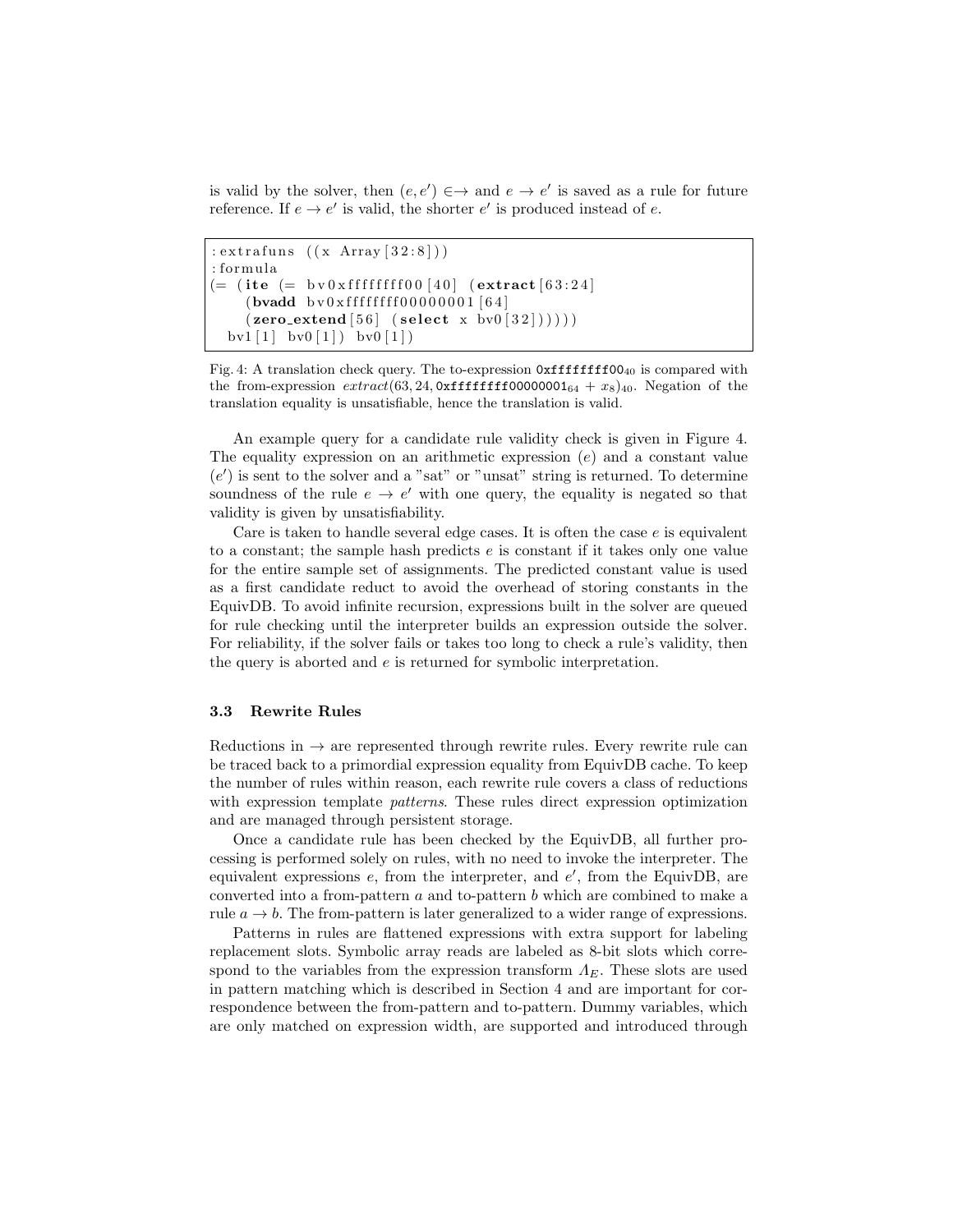is valid by the solver, then $(e, e') \in \rightarrow$ and $e \rightarrow e'$ is saved as a rule for future reference. If $e \rightarrow e'$ is valid, the shorter $e'$ is produced instead of $e$.

```
:extrafuns ((x Array[32:8]))
:formula
(= (ite (= bv0xffffffff00[40] (extract[63:24]
      (bvadd bv0xffffffff00000001[64]
      (zero_extend[56] (select x bv0[32])))))
   bv1[1] bv0[1]) bv0[1])
```

Fig. 4: A translation check query. The to-expression $\texttt{0xffffffff00}_{40}$ is compared with the from-expression $extract(63, 24, \texttt{0xffffffff00000001}_{64} + x_8)_{40}$. Negation of the translation equality is unsatisfiable, hence the translation is valid.

An example query for a candidate rule validity check is given in Figure 4. The equality expression on an arithmetic expression ($e$) and a constant value ($e'$) is sent to the solver and a "sat" or "unsat" string is returned. To determine soundness of the rule $e \rightarrow e'$ with one query, the equality is negated so that validity is given by unsatisfiability.

Care is taken to handle several edge cases. It is often the case $e$ is equivalent to a constant; the sample hash predicts $e$ is constant if it takes only one value for the entire sample set of assignments. The predicted constant value is used as a first candidate reduct to avoid the overhead of storing constants in the EquivDB. To avoid infinite recursion, expressions built in the solver are queued for rule checking until the interpreter builds an expression outside the solver. For reliability, if the solver fails or takes too long to check a rule's validity, then the query is aborted and $e$ is returned for symbolic interpretation.

### 3.3 Rewrite Rules

Reductions in $\rightarrow$ are represented through rewrite rules. Every rewrite rule can be traced back to a primordial expression equality from EquivDB cache. To keep the number of rules within reason, each rewrite rule covers a class of reductions with expression template *patterns*. These rules direct expression optimization and are managed through persistent storage.

Once a candidate rule has been checked by the EquivDB, all further processing is performed solely on rules, with no need to invoke the interpreter. The equivalent expressions $e$, from the interpreter, and $e'$, from the EquivDB, are converted into a from-pattern $a$ and to-pattern $b$ which are combined to make a rule $a \rightarrow b$. The from-pattern is later generalized to a wider range of expressions.

Patterns in rules are flattened expressions with extra support for labeling replacement slots. Symbolic array reads are labeled as 8-bit slots which correspond to the variables from the expression transform $\Lambda_E$. These slots are used in pattern matching which is described in Section 4 and are important for correspondence between the from-pattern and to-pattern. Dummy variables, which are only matched on expression width, are supported and introduced through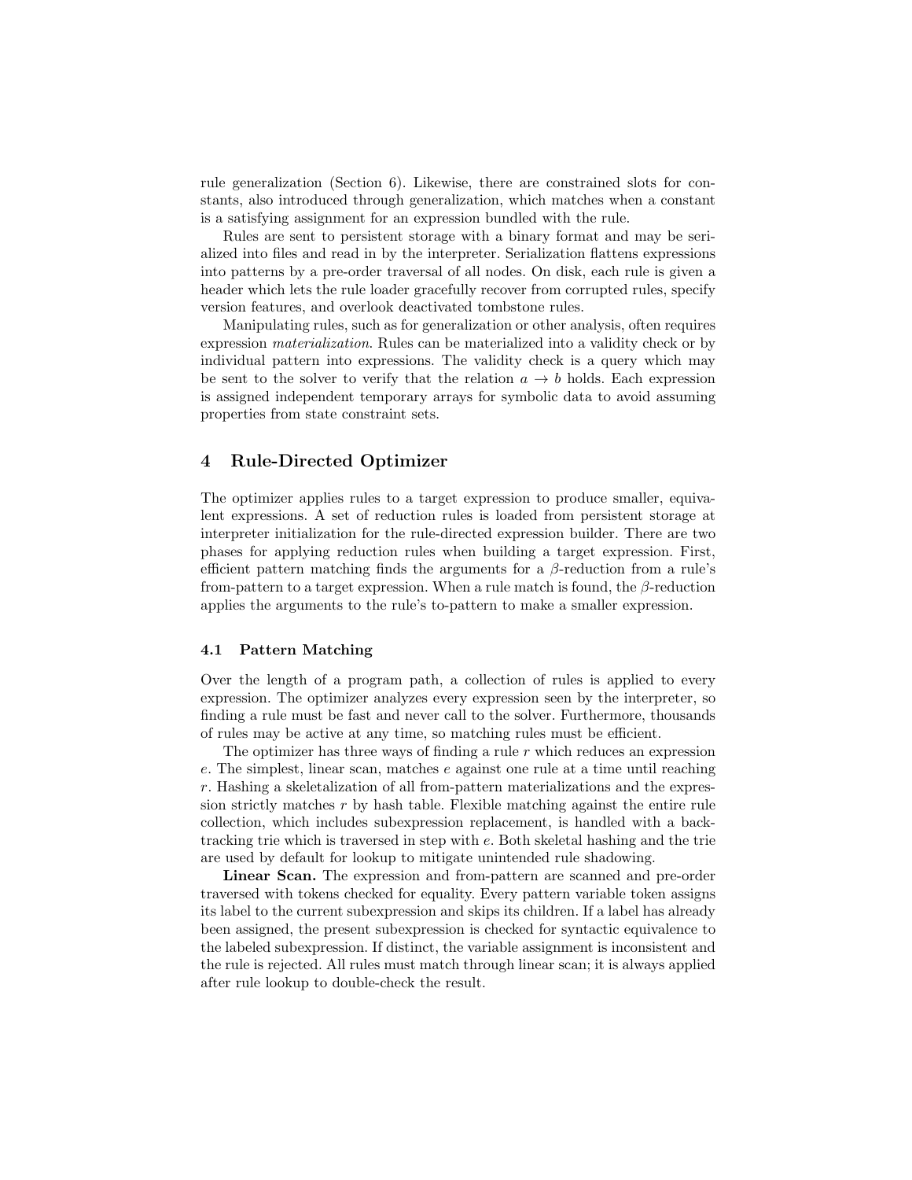rule generalization (Section 6). Likewise, there are constrained slots for constants, also introduced through generalization, which matches when a constant is a satisfying assignment for an expression bundled with the rule.

Rules are sent to persistent storage with a binary format and may be serialized into files and read in by the interpreter. Serialization flattens expressions into patterns by a pre-order traversal of all nodes. On disk, each rule is given a header which lets the rule loader gracefully recover from corrupted rules, specify version features, and overlook deactivated tombstone rules.

Manipulating rules, such as for generalization or other analysis, often requires expression *materialization*. Rules can be materialized into a validity check or by individual pattern into expressions. The validity check is a query which may be sent to the solver to verify that the relation $a \rightarrow b$ holds. Each expression is assigned independent temporary arrays for symbolic data to avoid assuming properties from state constraint sets.

## 4 Rule-Directed Optimizer

The optimizer applies rules to a target expression to produce smaller, equivalent expressions. A set of reduction rules is loaded from persistent storage at interpreter initialization for the rule-directed expression builder. There are two phases for applying reduction rules when building a target expression. First, efficient pattern matching finds the arguments for a $\beta$-reduction from a rule's from-pattern to a target expression. When a rule match is found, the $\beta$-reduction applies the arguments to the rule's to-pattern to make a smaller expression.

### 4.1 Pattern Matching

Over the length of a program path, a collection of rules is applied to every expression. The optimizer analyzes every expression seen by the interpreter, so finding a rule must be fast and never call to the solver. Furthermore, thousands of rules may be active at any time, so matching rules must be efficient.

The optimizer has three ways of finding a rule $r$ which reduces an expression $e$. The simplest, linear scan, matches $e$ against one rule at a time until reaching $r$. Hashing a skeletalization of all from-pattern materializations and the expression strictly matches $r$ by hash table. Flexible matching against the entire rule collection, which includes subexpression replacement, is handled with a backtracking trie which is traversed in step with $e$. Both skeletal hashing and the trie are used by default for lookup to mitigate unintended rule shadowing.

**Linear Scan.** The expression and from-pattern are scanned and pre-order traversed with tokens checked for equality. Every pattern variable token assigns its label to the current subexpression and skips its children. If a label has already been assigned, the present subexpression is checked for syntactic equivalence to the labeled subexpression. If distinct, the variable assignment is inconsistent and the rule is rejected. All rules must match through linear scan; it is always applied after rule lookup to double-check the result.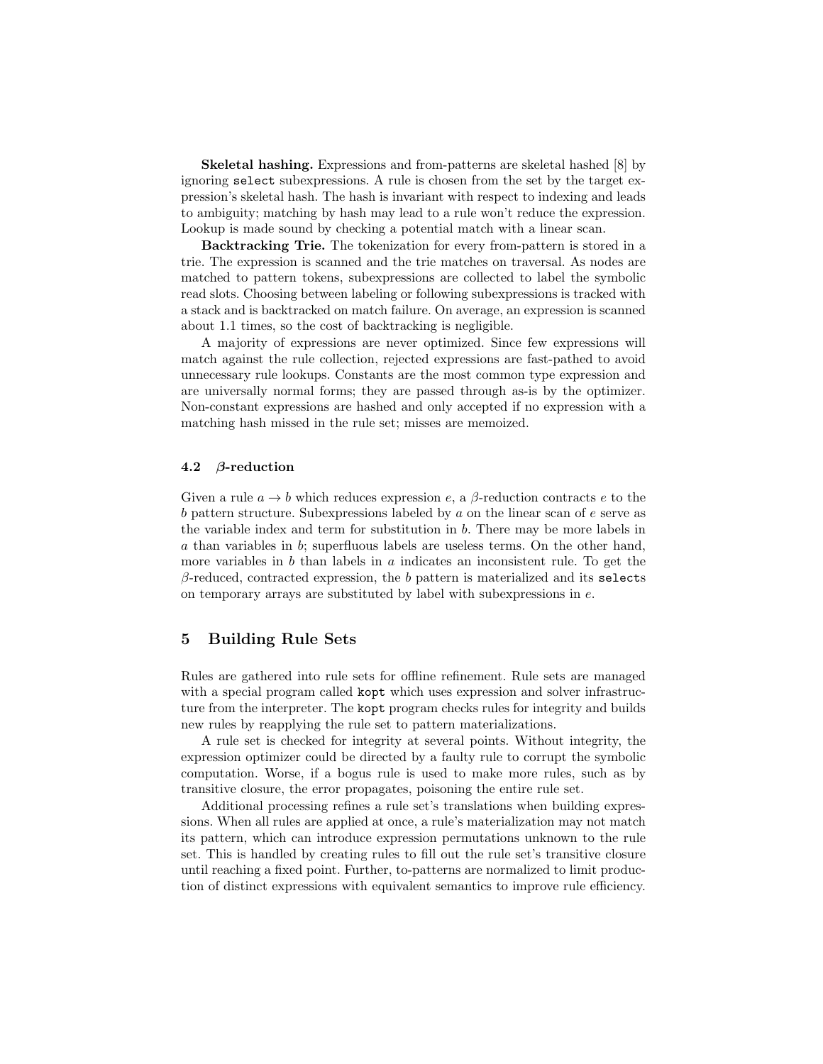**Skeletal hashing.** Expressions and from-patterns are skeletal hashed [8] by ignoring `select` subexpressions. A rule is chosen from the set by the target expression's skeletal hash. The hash is invariant with respect to indexing and leads to ambiguity; matching by hash may lead to a rule won't reduce the expression. Lookup is made sound by checking a potential match with a linear scan.

**Backtracking Trie.** The tokenization for every from-pattern is stored in a trie. The expression is scanned and the trie matches on traversal. As nodes are matched to pattern tokens, subexpressions are collected to label the symbolic read slots. Choosing between labeling or following subexpressions is tracked with a stack and is backtracked on match failure. On average, an expression is scanned about 1.1 times, so the cost of backtracking is negligible.

A majority of expressions are never optimized. Since few expressions will match against the rule collection, rejected expressions are fast-pathed to avoid unnecessary rule lookups. Constants are the most common type expression and are universally normal forms; they are passed through as-is by the optimizer. Non-constant expressions are hashed and only accepted if no expression with a matching hash missed in the rule set; misses are memoized.

### 4.2 $\beta$-reduction

Given a rule $a \to b$ which reduces expression $e$, a $\beta$-reduction contracts $e$ to the $b$ pattern structure. Subexpressions labeled by $a$ on the linear scan of $e$ serve as the variable index and term for substitution in $b$. There may be more labels in $a$ than variables in $b$; superfluous labels are useless terms. On the other hand, more variables in $b$ than labels in $a$ indicates an inconsistent rule. To get the $\beta$-reduced, contracted expression, the $b$ pattern is materialized and its `select`s on temporary arrays are substituted by label with subexpressions in $e$.

## 5 Building Rule Sets

Rules are gathered into rule sets for offline refinement. Rule sets are managed with a special program called `kopt` which uses expression and solver infrastructure from the interpreter. The `kopt` program checks rules for integrity and builds new rules by reapplying the rule set to pattern materializations.

A rule set is checked for integrity at several points. Without integrity, the expression optimizer could be directed by a faulty rule to corrupt the symbolic computation. Worse, if a bogus rule is used to make more rules, such as by transitive closure, the error propagates, poisoning the entire rule set.

Additional processing refines a rule set's translations when building expressions. When all rules are applied at once, a rule's materialization may not match its pattern, which can introduce expression permutations unknown to the rule set. This is handled by creating rules to fill out the rule set's transitive closure until reaching a fixed point. Further, to-patterns are normalized to limit production of distinct expressions with equivalent semantics to improve rule efficiency.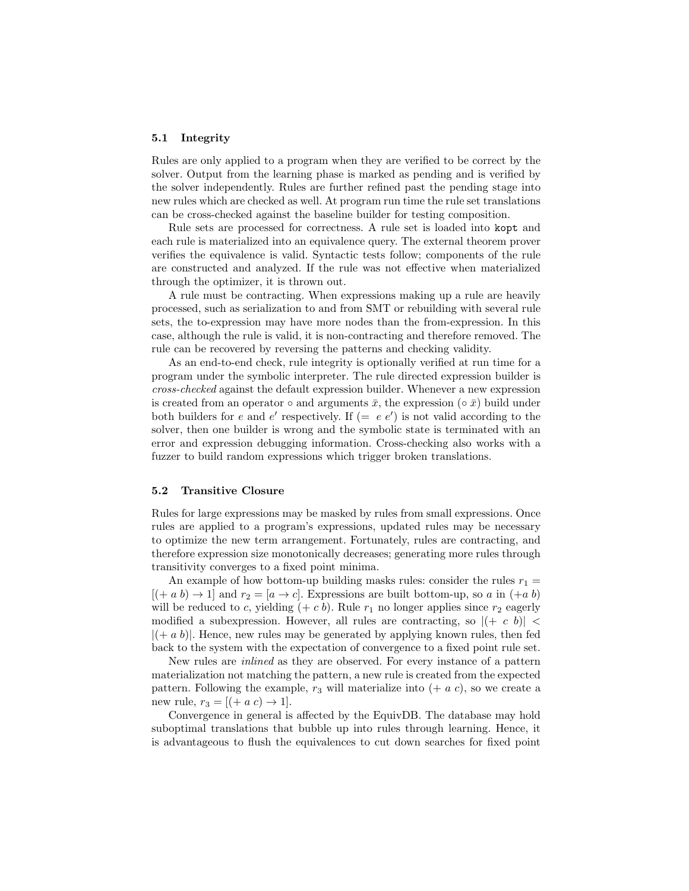### 5.1 Integrity

Rules are only applied to a program when they are verified to be correct by the solver. Output from the learning phase is marked as pending and is verified by the solver independently. Rules are further refined past the pending stage into new rules which are checked as well. At program run time the rule set translations can be cross-checked against the baseline builder for testing composition.

Rule sets are processed for correctness. A rule set is loaded into `kopt` and each rule is materialized into an equivalence query. The external theorem prover verifies the equivalence is valid. Syntactic tests follow; components of the rule are constructed and analyzed. If the rule was not effective when materialized through the optimizer, it is thrown out.

A rule must be contracting. When expressions making up a rule are heavily processed, such as serialization to and from SMT or rebuilding with several rule sets, the to-expression may have more nodes than the from-expression. In this case, although the rule is valid, it is non-contracting and therefore removed. The rule can be recovered by reversing the patterns and checking validity.

As an end-to-end check, rule integrity is optionally verified at run time for a program under the symbolic interpreter. The rule directed expression builder is *cross-checked* against the default expression builder. Whenever a new expression is created from an operator $\circ$ and arguments $\bar{x}$, the expression $(\circ\ \bar{x})$ build under both builders for $e$ and $e'$ respectively. If $(=\ e\ e')$ is not valid according to the solver, then one builder is wrong and the symbolic state is terminated with an error and expression debugging information. Cross-checking also works with a fuzzer to build random expressions which trigger broken translations.

### 5.2 Transitive Closure

Rules for large expressions may be masked by rules from small expressions. Once rules are applied to a program's expressions, updated rules may be necessary to optimize the new term arrangement. Fortunately, rules are contracting, and therefore expression size monotonically decreases; generating more rules through transitivity converges to a fixed point minima.

An example of how bottom-up building masks rules: consider the rules $r_1 = [(+\ a\ b) \rightarrow 1]$ and $r_2 = [a \rightarrow c]$. Expressions are built bottom-up, so $a$ in $(+a\ b)$ will be reduced to $c$, yielding $(+\ c\ b)$. Rule $r_1$ no longer applies since $r_2$ eagerly modified a subexpression. However, all rules are contracting, so $|(+\ c\ b)| < |(+\ a\ b)|$. Hence, new rules may be generated by applying known rules, then fed back to the system with the expectation of convergence to a fixed point rule set.

New rules are *inlined* as they are observed. For every instance of a pattern materialization not matching the pattern, a new rule is created from the expected pattern. Following the example, $r_3$ will materialize into $(+\ a\ c)$, so we create a new rule, $r_3 = [(+\ a\ c) \rightarrow 1]$.

Convergence in general is affected by the EquivDB. The database may hold suboptimal translations that bubble up into rules through learning. Hence, it is advantageous to flush the equivalences to cut down searches for fixed point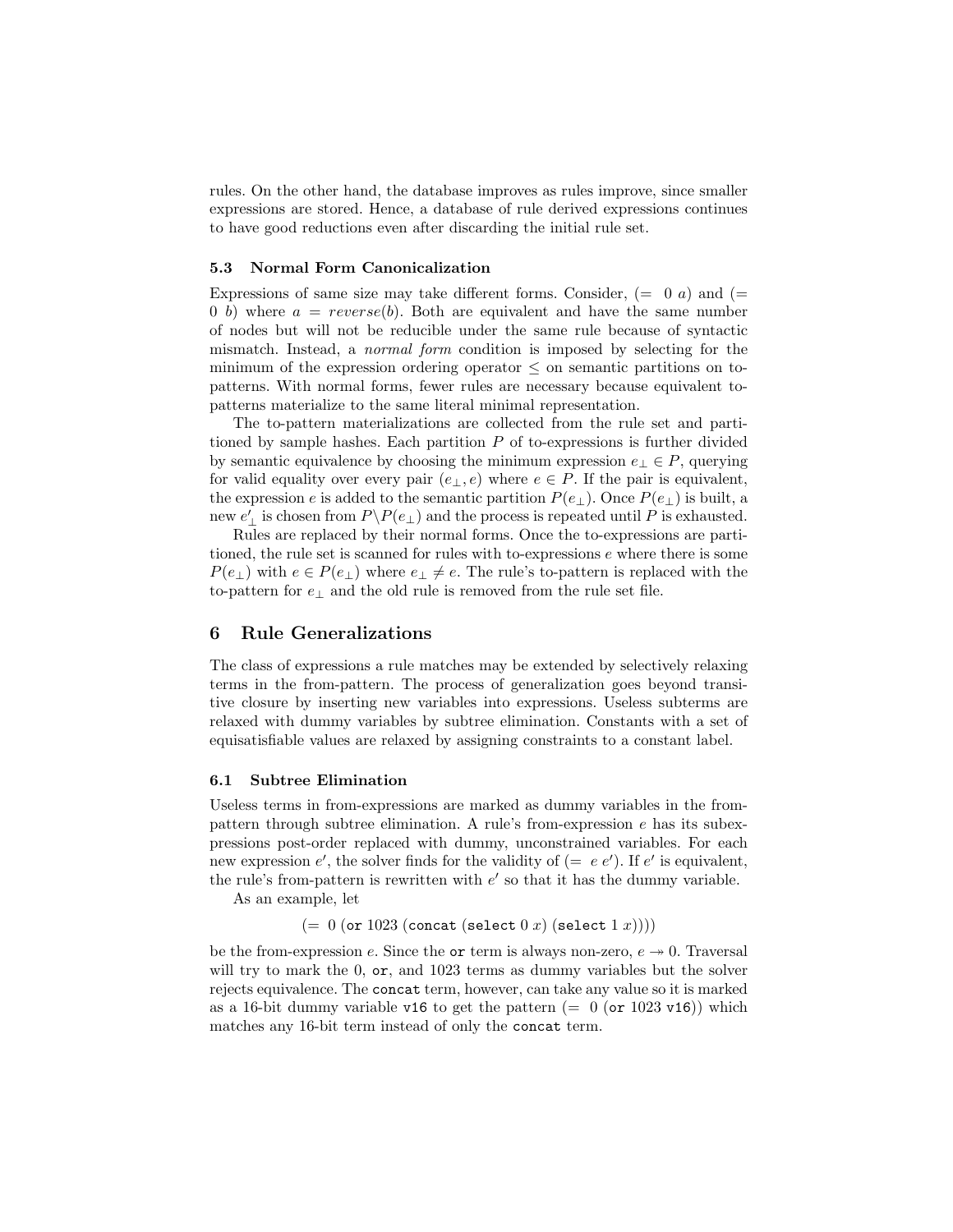rules. On the other hand, the database improves as rules improve, since smaller expressions are stored. Hence, a database of rule derived expressions continues to have good reductions even after discarding the initial rule set.

### 5.3 Normal Form Canonicalization

Expressions of same size may take different forms. Consider, $(=\ 0\ a)$ and $(=\ 0\ b)$ where $a = reverse(b)$. Both are equivalent and have the same number of nodes but will not be reducible under the same rule because of syntactic mismatch. Instead, a *normal form* condition is imposed by selecting for the minimum of the expression ordering operator $\leq$ on semantic partitions on to-patterns. With normal forms, fewer rules are necessary because equivalent to-patterns materialize to the same literal minimal representation.

The to-pattern materializations are collected from the rule set and partitioned by sample hashes. Each partition $P$ of to-expressions is further divided by semantic equivalence by choosing the minimum expression $e_\perp \in P$, querying for valid equality over every pair $(e_\perp, e)$ where $e \in P$. If the pair is equivalent, the expression $e$ is added to the semantic partition $P(e_\perp)$. Once $P(e_\perp)$ is built, a new $e'_\perp$ is chosen from $P \backslash P(e_\perp)$ and the process is repeated until $P$ is exhausted.

Rules are replaced by their normal forms. Once the to-expressions are partitioned, the rule set is scanned for rules with to-expressions $e$ where there is some $P(e_\perp)$ with $e \in P(e_\perp)$ where $e_\perp \neq e$. The rule's to-pattern is replaced with the to-pattern for $e_\perp$ and the old rule is removed from the rule set file.

## 6 Rule Generalizations

The class of expressions a rule matches may be extended by selectively relaxing terms in the from-pattern. The process of generalization goes beyond transitive closure by inserting new variables into expressions. Useless subterms are relaxed with dummy variables by subtree elimination. Constants with a set of equisatisfiable values are relaxed by assigning constraints to a constant label.

### 6.1 Subtree Elimination

Useless terms in from-expressions are marked as dummy variables in the from-pattern through subtree elimination. A rule's from-expression $e$ has its subexpressions post-order replaced with dummy, unconstrained variables. For each new expression $e'$, the solver finds for the validity of $(=\ e\ e')$. If $e'$ is equivalent, the rule's from-pattern is rewritten with $e'$ so that it has the dummy variable.

As an example, let

$$(=\ 0\ (\texttt{or}\ 1023\ (\texttt{concat}\ (\texttt{select}\ 0\ x)\ (\texttt{select}\ 1\ x))))$$

be the from-expression $e$. Since the `or` term is always non-zero, $e \twoheadrightarrow 0$. Traversal will try to mark the 0, `or`, and 1023 terms as dummy variables but the solver rejects equivalence. The `concat` term, however, can take any value so it is marked as a 16-bit dummy variable `v16` to get the pattern $(=\ 0\ (\texttt{or}\ 1023\ \texttt{v16}))$ which matches any 16-bit term instead of only the `concat` term.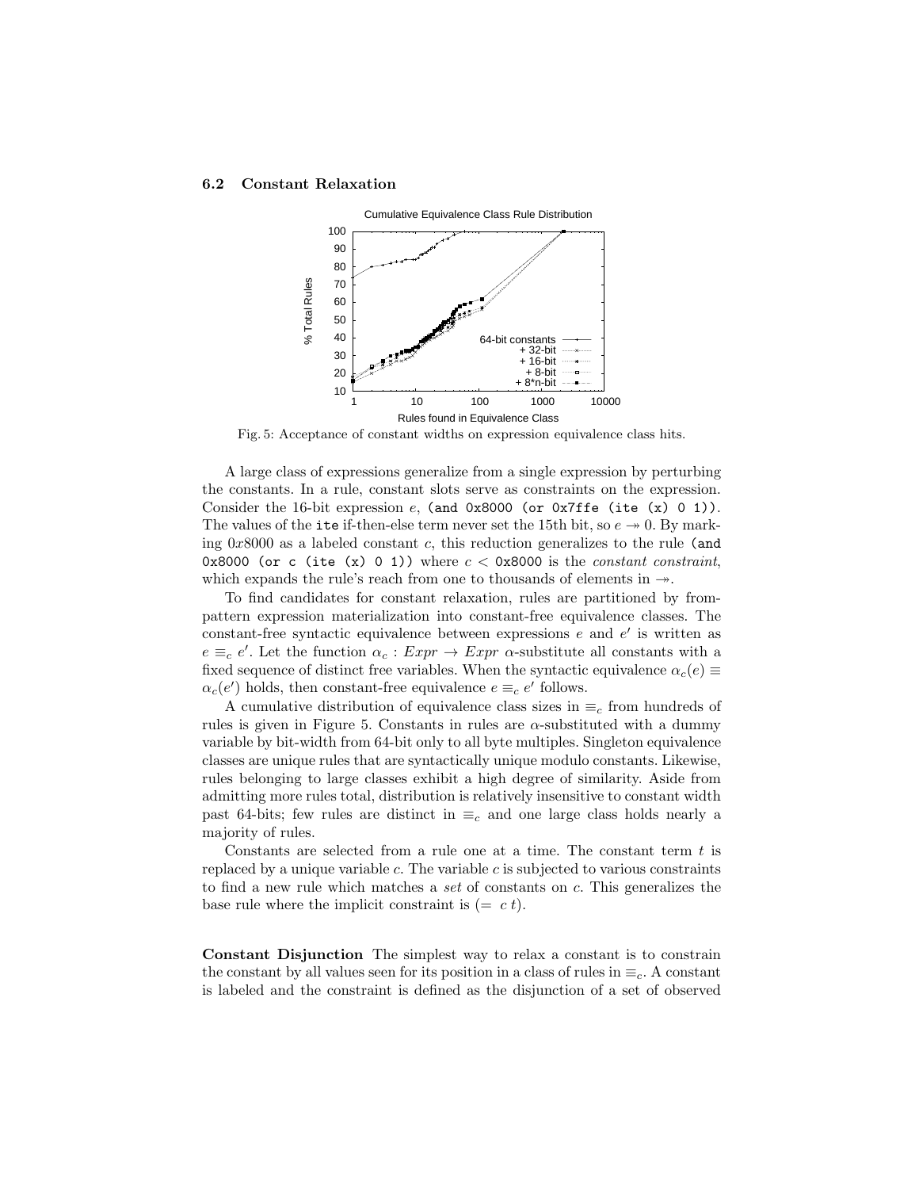### 6.2 Constant Relaxation

Fig. 5: Acceptance of constant widths on expression equivalence class hits.

A large class of expressions generalize from a single expression by perturbing the constants. In a rule, constant slots serve as constraints on the expression. Consider the 16-bit expression $e$, `(and 0x8000 (or 0x7ffe (ite (x) 0 1))`. The values of the `ite` if-then-else term never set the 15th bit, so $e \twoheadrightarrow 0$. By marking $0x8000$ as a labeled constant $c$, this reduction generalizes to the rule `(and 0x8000 (or c (ite (x) 0 1))` where $c <$ `0x8000` is the *constant constraint*, which expands the rule's reach from one to thousands of elements in $\twoheadrightarrow$.

To find candidates for constant relaxation, rules are partitioned by from-pattern expression materialization into constant-free equivalence classes. The constant-free syntactic equivalence between expressions $e$ and $e'$ is written as $e \equiv_c e'$. Let the function $\alpha_c : Expr \rightarrow Expr$ $\alpha$-substitute all constants with a fixed sequence of distinct free variables. When the syntactic equivalence $\alpha_c(e) \equiv \alpha_c(e')$ holds, then constant-free equivalence $e \equiv_c e'$ follows.

A cumulative distribution of equivalence class sizes in $\equiv_c$ from hundreds of rules is given in Figure 5. Constants in rules are $\alpha$-substituted with a dummy variable by bit-width from 64-bit only to all byte multiples. Singleton equivalence classes are unique rules that are syntactically unique modulo constants. Likewise, rules belonging to large classes exhibit a high degree of similarity. Aside from admitting more rules total, distribution is relatively insensitive to constant width past 64-bits; few rules are distinct in $\equiv_c$ and one large class holds nearly a majority of rules.

Constants are selected from a rule one at a time. The constant term $t$ is replaced by a unique variable $c$. The variable $c$ is subjected to various constraints to find a new rule which matches a *set* of constants on $c$. This generalizes the base rule where the implicit constraint is $(=\ c\ t)$.

**Constant Disjunction** The simplest way to relax a constant is to constrain the constant by all values seen for its position in a class of rules in $\equiv_c$. A constant is labeled and the constraint is defined as the disjunction of a set of observed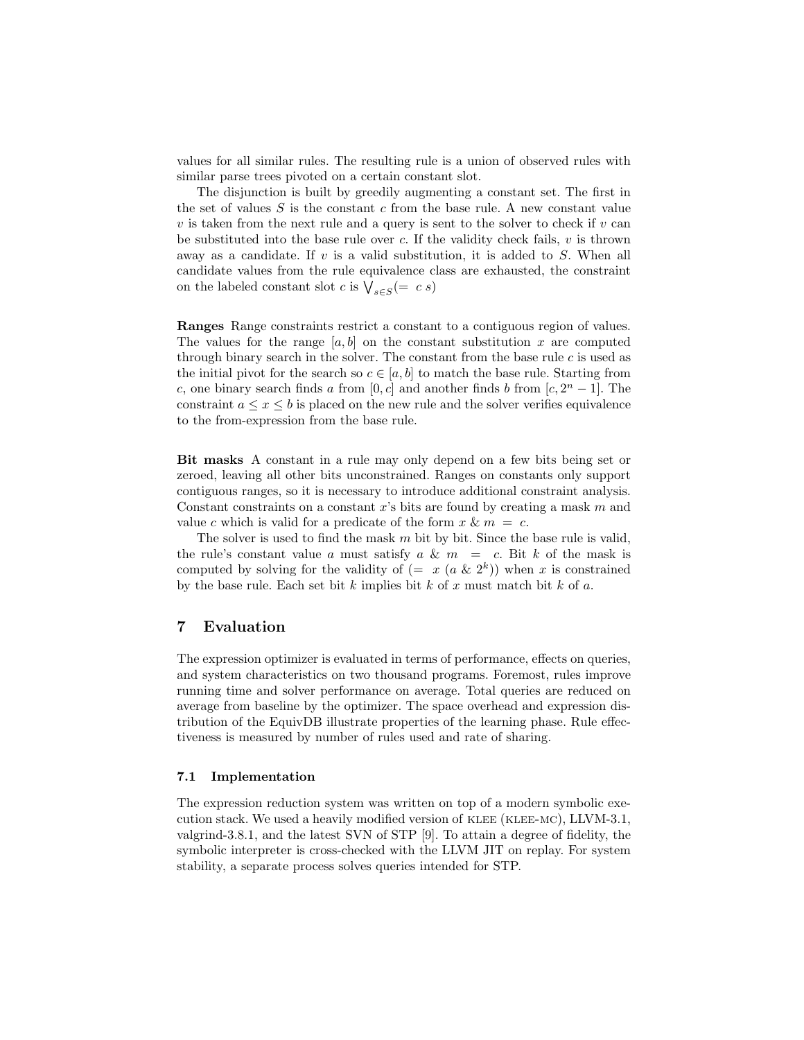values for all similar rules. The resulting rule is a union of observed rules with similar parse trees pivoted on a certain constant slot.

The disjunction is built by greedily augmenting a constant set. The first in the set of values $S$ is the constant $c$ from the base rule. A new constant value $v$ is taken from the next rule and a query is sent to the solver to check if $v$ can be substituted into the base rule over $c$. If the validity check fails, $v$ is thrown away as a candidate. If $v$ is a valid substitution, it is added to $S$. When all candidate values from the rule equivalence class are exhausted, the constraint on the labeled constant slot $c$ is $\bigvee_{s \in S}(= \ c \ s)$

**Ranges** Range constraints restrict a constant to a contiguous region of values. The values for the range $[a, b]$ on the constant substitution $x$ are computed through binary search in the solver. The constant from the base rule $c$ is used as the initial pivot for the search so $c \in [a, b]$ to match the base rule. Starting from $c$, one binary search finds $a$ from $[0, c]$ and another finds $b$ from $[c, 2^n - 1]$. The constraint $a \leq x \leq b$ is placed on the new rule and the solver verifies equivalence to the from-expression from the base rule.

**Bit masks** A constant in a rule may only depend on a few bits being set or zeroed, leaving all other bits unconstrained. Ranges on constants only support contiguous ranges, so it is necessary to introduce additional constraint analysis. Constant constraints on a constant $x$'s bits are found by creating a mask $m$ and value $c$ which is valid for a predicate of the form $x \ \& \ m \ = \ c$.

The solver is used to find the mask $m$ bit by bit. Since the base rule is valid, the rule's constant value $a$ must satisfy $a \ \& \ m \ = \ c$. Bit $k$ of the mask is computed by solving for the validity of $(= \ x \ (a \ \& \ 2^k))$ when $x$ is constrained by the base rule. Each set bit $k$ implies bit $k$ of $x$ must match bit $k$ of $a$.

## 7 Evaluation

The expression optimizer is evaluated in terms of performance, effects on queries, and system characteristics on two thousand programs. Foremost, rules improve running time and solver performance on average. Total queries are reduced on average from baseline by the optimizer. The space overhead and expression distribution of the EquivDB illustrate properties of the learning phase. Rule effectiveness is measured by number of rules used and rate of sharing.

### 7.1 Implementation

The expression reduction system was written on top of a modern symbolic execution stack. We used a heavily modified version of KLEE (KLEE-MC), LLVM-3.1, valgrind-3.8.1, and the latest SVN of STP [9]. To attain a degree of fidelity, the symbolic interpreter is cross-checked with the LLVM JIT on replay. For system stability, a separate process solves queries intended for STP.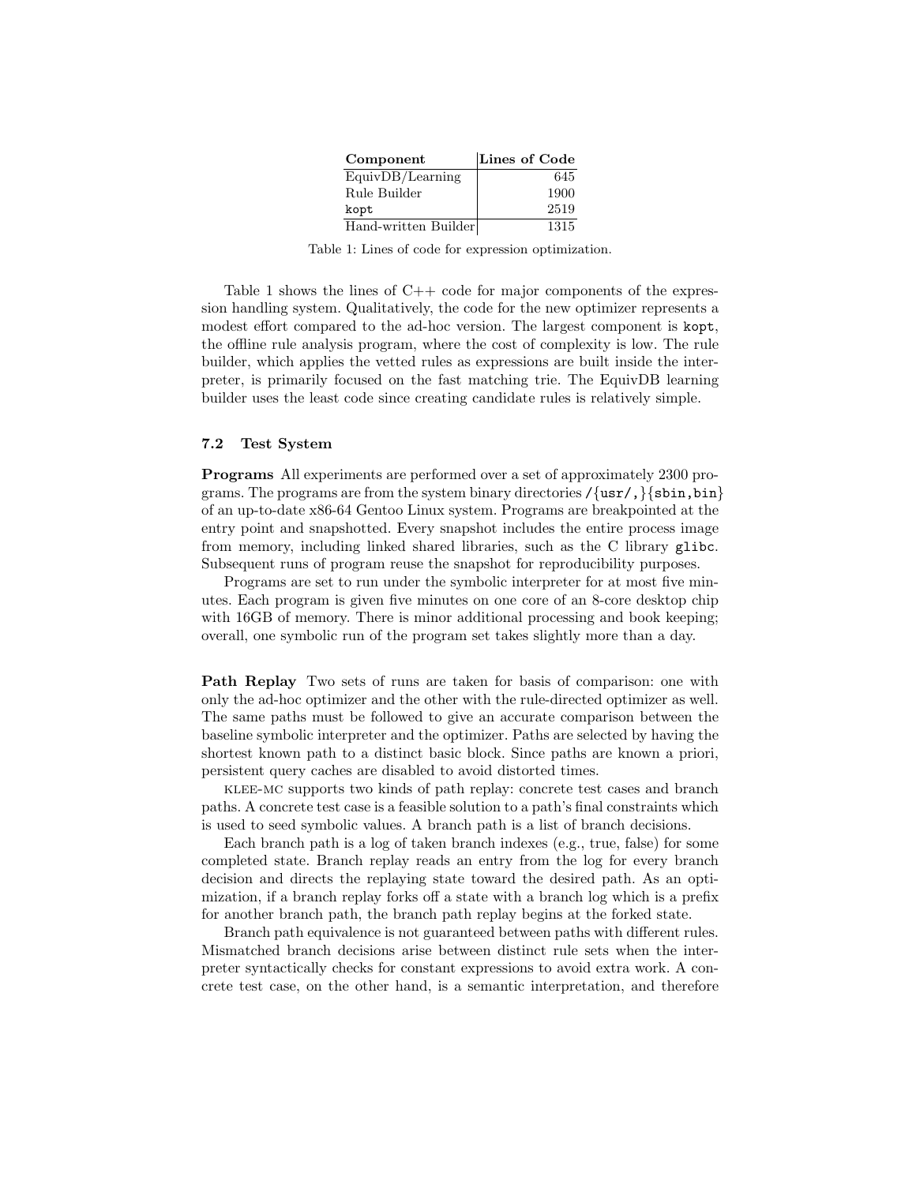| Component | Lines of Code |
| --- | ---: |
| EquivDB/Learning | 645 |
| Rule Builder | 1900 |
| `kopt` | 2519 |
| Hand-written Builder | 1315 |

Table 1: Lines of code for expression optimization.

Table 1 shows the lines of C++ code for major components of the expression handling system. Qualitatively, the code for the new optimizer represents a modest effort compared to the ad-hoc version. The largest component is `kopt`, the offline rule analysis program, where the cost of complexity is low. The rule builder, which applies the vetted rules as expressions are built inside the interpreter, is primarily focused on the fast matching trie. The EquivDB learning builder uses the least code since creating candidate rules is relatively simple.

### 7.2 Test System

**Programs** All experiments are performed over a set of approximately 2300 programs. The programs are from the system binary directories `/{usr/,}{sbin,bin}` of an up-to-date x86-64 Gentoo Linux system. Programs are breakpointed at the entry point and snapshotted. Every snapshot includes the entire process image from memory, including linked shared libraries, such as the C library `glibc`. Subsequent runs of program reuse the snapshot for reproducibility purposes.

Programs are set to run under the symbolic interpreter for at most five minutes. Each program is given five minutes on one core of an 8-core desktop chip with 16GB of memory. There is minor additional processing and book keeping; overall, one symbolic run of the program set takes slightly more than a day.

**Path Replay** Two sets of runs are taken for basis of comparison: one with only the ad-hoc optimizer and the other with the rule-directed optimizer as well. The same paths must be followed to give an accurate comparison between the baseline symbolic interpreter and the optimizer. Paths are selected by having the shortest known path to a distinct basic block. Since paths are known a priori, persistent query caches are disabled to avoid distorted times.

KLEE-MC supports two kinds of path replay: concrete test cases and branch paths. A concrete test case is a feasible solution to a path's final constraints which is used to seed symbolic values. A branch path is a list of branch decisions.

Each branch path is a log of taken branch indexes (e.g., true, false) for some completed state. Branch replay reads an entry from the log for every branch decision and directs the replaying state toward the desired path. As an optimization, if a branch replay forks off a state with a branch log which is a prefix for another branch path, the branch path replay begins at the forked state.

Branch path equivalence is not guaranteed between paths with different rules. Mismatched branch decisions arise between distinct rule sets when the interpreter syntactically checks for constant expressions to avoid extra work. A concrete test case, on the other hand, is a semantic interpretation, and therefore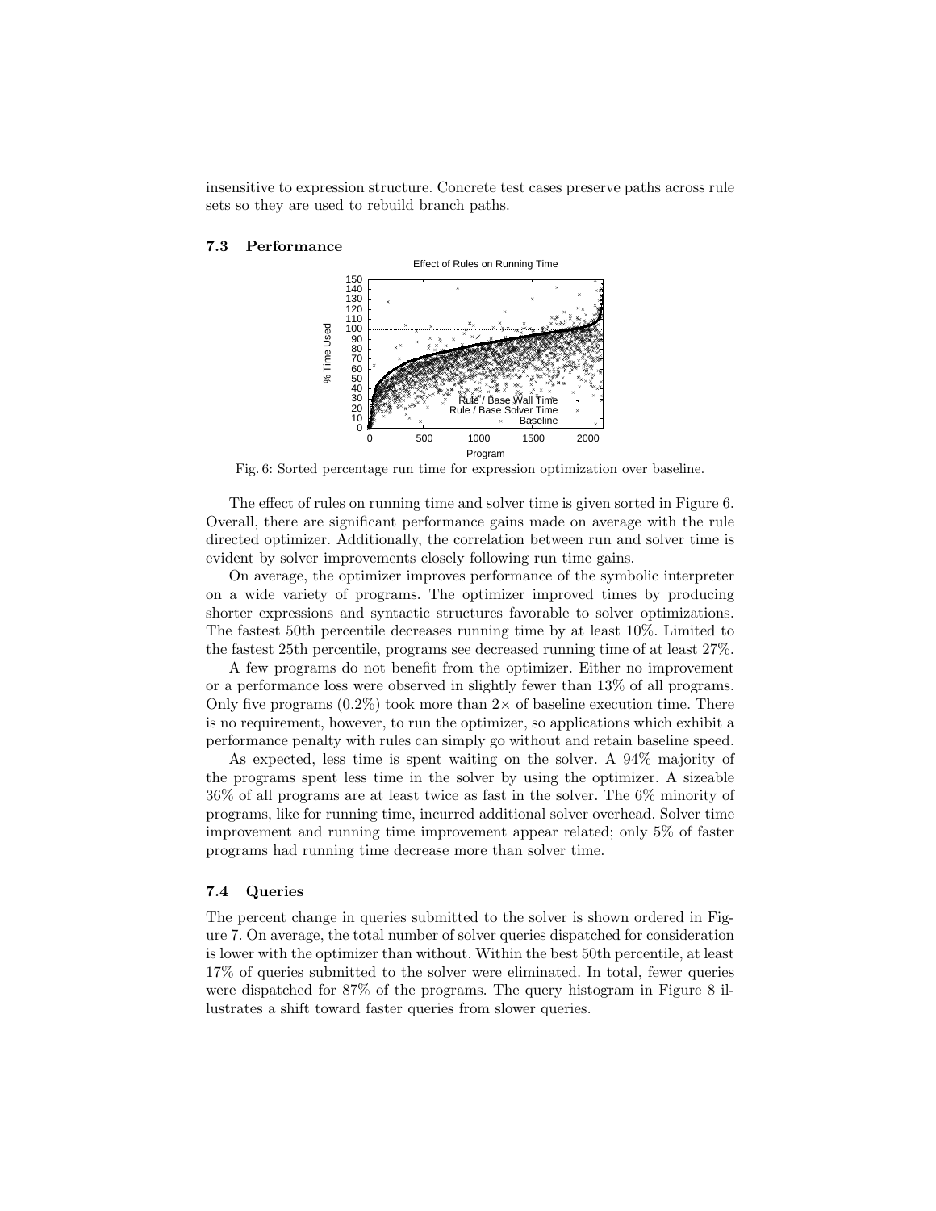insensitive to expression structure. Concrete test cases preserve paths across rule sets so they are used to rebuild branch paths.

### 7.3 Performance

Fig. 6: Sorted percentage run time for expression optimization over baseline.

The effect of rules on running time and solver time is given sorted in Figure 6. Overall, there are significant performance gains made on average with the rule directed optimizer. Additionally, the correlation between run and solver time is evident by solver improvements closely following run time gains.

On average, the optimizer improves performance of the symbolic interpreter on a wide variety of programs. The optimizer improved times by producing shorter expressions and syntactic structures favorable to solver optimizations. The fastest 50th percentile decreases running time by at least 10%. Limited to the fastest 25th percentile, programs see decreased running time of at least 27%.

A few programs do not benefit from the optimizer. Either no improvement or a performance loss were observed in slightly fewer than 13% of all programs. Only five programs (0.2%) took more than $2\times$ of baseline execution time. There is no requirement, however, to run the optimizer, so applications which exhibit a performance penalty with rules can simply go without and retain baseline speed.

As expected, less time is spent waiting on the solver. A 94% majority of the programs spent less time in the solver by using the optimizer. A sizeable 36% of all programs are at least twice as fast in the solver. The 6% minority of programs, like for running time, incurred additional solver overhead. Solver time improvement and running time improvement appear related; only 5% of faster programs had running time decrease more than solver time.

### 7.4 Queries

The percent change in queries submitted to the solver is shown ordered in Figure 7. On average, the total number of solver queries dispatched for consideration is lower with the optimizer than without. Within the best 50th percentile, at least 17% of queries submitted to the solver were eliminated. In total, fewer queries were dispatched for 87% of the programs. The query histogram in Figure 8 illustrates a shift toward faster queries from slower queries.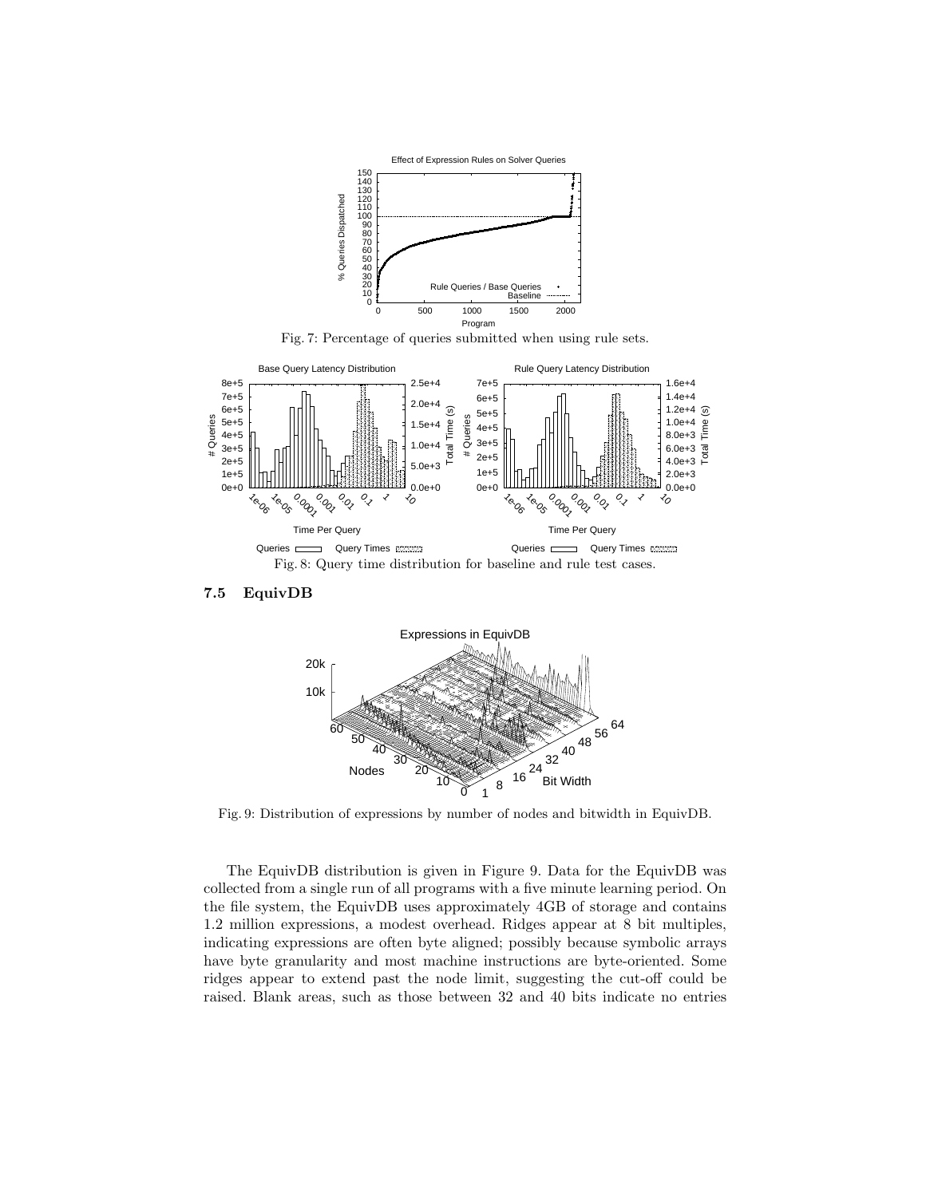Fig. 7: Percentage of queries submitted when using rule sets.

Fig. 8: Query time distribution for baseline and rule test cases.

### 7.5 EquivDB

Fig. 9: Distribution of expressions by number of nodes and bitwidth in EquivDB.

The EquivDB distribution is given in Figure 9. Data for the EquivDB was collected from a single run of all programs with a five minute learning period. On the file system, the EquivDB uses approximately 4GB of storage and contains 1.2 million expressions, a modest overhead. Ridges appear at 8 bit multiples, indicating expressions are often byte aligned; possibly because symbolic arrays have byte granularity and most machine instructions are byte-oriented. Some ridges appear to extend past the node limit, suggesting the cut-off could be raised. Blank areas, such as those between 32 and 40 bits indicate no entries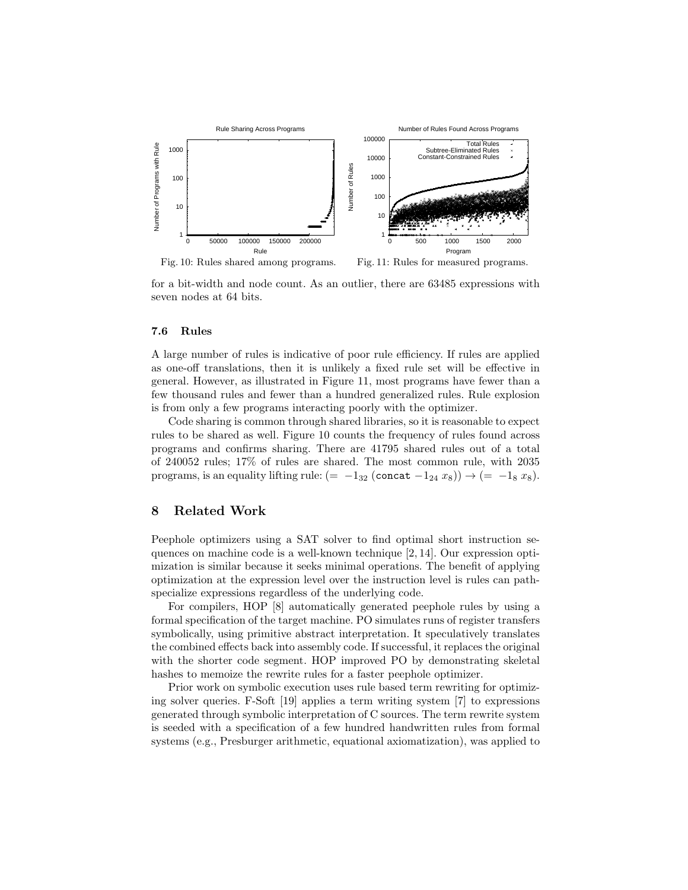Fig. 10: Rules shared among programs.

Fig. 11: Rules for measured programs.

for a bit-width and node count. As an outlier, there are 63485 expressions with seven nodes at 64 bits.

### 7.6 Rules

A large number of rules is indicative of poor rule efficiency. If rules are applied as one-off translations, then it is unlikely a fixed rule set will be effective in general. However, as illustrated in Figure 11, most programs have fewer than a few thousand rules and fewer than a hundred generalized rules. Rule explosion is from only a few programs interacting poorly with the optimizer.

Code sharing is common through shared libraries, so it is reasonable to expect rules to be shared as well. Figure 10 counts the frequency of rules found across programs and confirms sharing. There are 41795 shared rules out of a total of 240052 rules; 17% of rules are shared. The most common rule, with 2035 programs, is an equality lifting rule: $(= \ -1_{32}\ (\texttt{concat}\ -1_{24}\ x_8)) \rightarrow (= \ -1_8\ x_8)$.

## 8 Related Work

Peephole optimizers using a SAT solver to find optimal short instruction sequences on machine code is a well-known technique [2, 14]. Our expression optimization is similar because it seeks minimal operations. The benefit of applying optimization at the expression level over the instruction level is rules can path-specialize expressions regardless of the underlying code.

For compilers, HOP [8] automatically generated peephole rules by using a formal specification of the target machine. PO simulates runs of register transfers symbolically, using primitive abstract interpretation. It speculatively translates the combined effects back into assembly code. If successful, it replaces the original with the shorter code segment. HOP improved PO by demonstrating skeletal hashes to memoize the rewrite rules for a faster peephole optimizer.

Prior work on symbolic execution uses rule based term rewriting for optimizing solver queries. F-Soft [19] applies a term writing system [7] to expressions generated through symbolic interpretation of C sources. The term rewrite system is seeded with a specification of a few hundred handwritten rules from formal systems (e.g., Presburger arithmetic, equational axiomatization), was applied to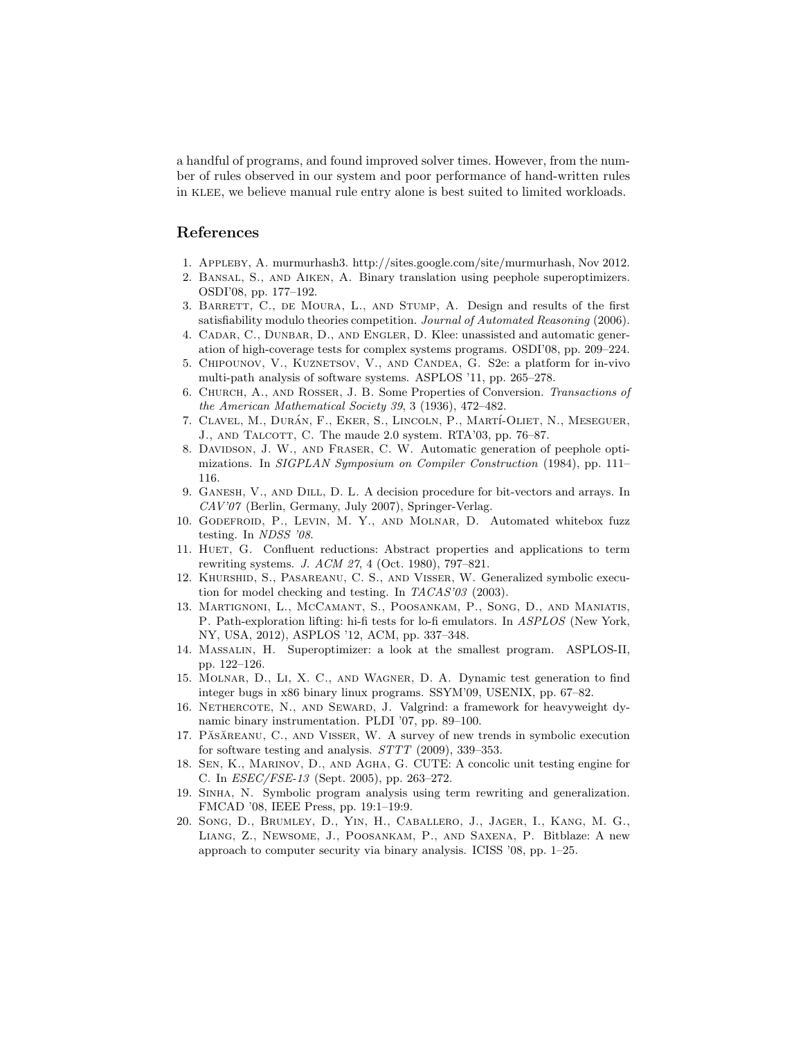a handful of programs, and found improved solver times. However, from the number of rules observed in our system and poor performance of hand-written rules in KLEE, we believe manual rule entry alone is best suited to limited workloads.

## References

1. Appleby, A. murmurhash3. http://sites.google.com/site/murmurhash, Nov 2012.
2. Bansal, S., and Aiken, A. Binary translation using peephole superoptimizers. OSDI'08, pp. 177–192.
3. Barrett, C., de Moura, L., and Stump, A. Design and results of the first satisfiability modulo theories competition. *Journal of Automated Reasoning* (2006).
4. Cadar, C., Dunbar, D., and Engler, D. Klee: unassisted and automatic generation of high-coverage tests for complex systems programs. OSDI'08, pp. 209–224.
5. Chipounov, V., Kuznetsov, V., and Candea, G. S2e: a platform for in-vivo multi-path analysis of software systems. ASPLOS '11, pp. 265–278.
6. Church, A., and Rosser, J. B. Some Properties of Conversion. *Transactions of the American Mathematical Society 39*, 3 (1936), 472–482.
7. Clavel, M., Durán, F., Eker, S., Lincoln, P., Martí-Oliet, N., Meseguer, J., and Talcott, C. The maude 2.0 system. RTA'03, pp. 76–87.
8. Davidson, J. W., and Fraser, C. W. Automatic generation of peephole optimizations. In *SIGPLAN Symposium on Compiler Construction* (1984), pp. 111–116.
9. Ganesh, V., and Dill, D. L. A decision procedure for bit-vectors and arrays. In *CAV'07* (Berlin, Germany, July 2007), Springer-Verlag.
10. Godefroid, P., Levin, M. Y., and Molnar, D. Automated whitebox fuzz testing. In *NDSS '08*.
11. Huet, G. Confluent reductions: Abstract properties and applications to term rewriting systems. *J. ACM 27*, 4 (Oct. 1980), 797–821.
12. Khurshid, S., Pasareanu, C. S., and Visser, W. Generalized symbolic execution for model checking and testing. In *TACAS'03* (2003).
13. Martignoni, L., McCamant, S., Poosankam, P., Song, D., and Maniatis, P. Path-exploration lifting: hi-fi tests for lo-fi emulators. In *ASPLOS* (New York, NY, USA, 2012), ASPLOS '12, ACM, pp. 337–348.
14. Massalin, H. Superoptimizer: a look at the smallest program. ASPLOS-II, pp. 122–126.
15. Molnar, D., Li, X. C., and Wagner, D. A. Dynamic test generation to find integer bugs in x86 binary linux programs. SSYM'09, USENIX, pp. 67–82.
16. Nethercote, N., and Seward, J. Valgrind: a framework for heavyweight dynamic binary instrumentation. PLDI '07, pp. 89–100.
17. Păsăreanu, C., and Visser, W. A survey of new trends in symbolic execution for software testing and analysis. *STTT* (2009), 339–353.
18. Sen, K., Marinov, D., and Agha, G. CUTE: A concolic unit testing engine for C. In *ESEC/FSE-13* (Sept. 2005), pp. 263–272.
19. Sinha, N. Symbolic program analysis using term rewriting and generalization. FMCAD '08, IEEE Press, pp. 19:1–19:9.
20. Song, D., Brumley, D., Yin, H., Caballero, J., Jager, I., Kang, M. G., Liang, Z., Newsome, J., Poosankam, P., and Saxena, P. Bitblaze: A new approach to computer security via binary analysis. ICISS '08, pp. 1–25.